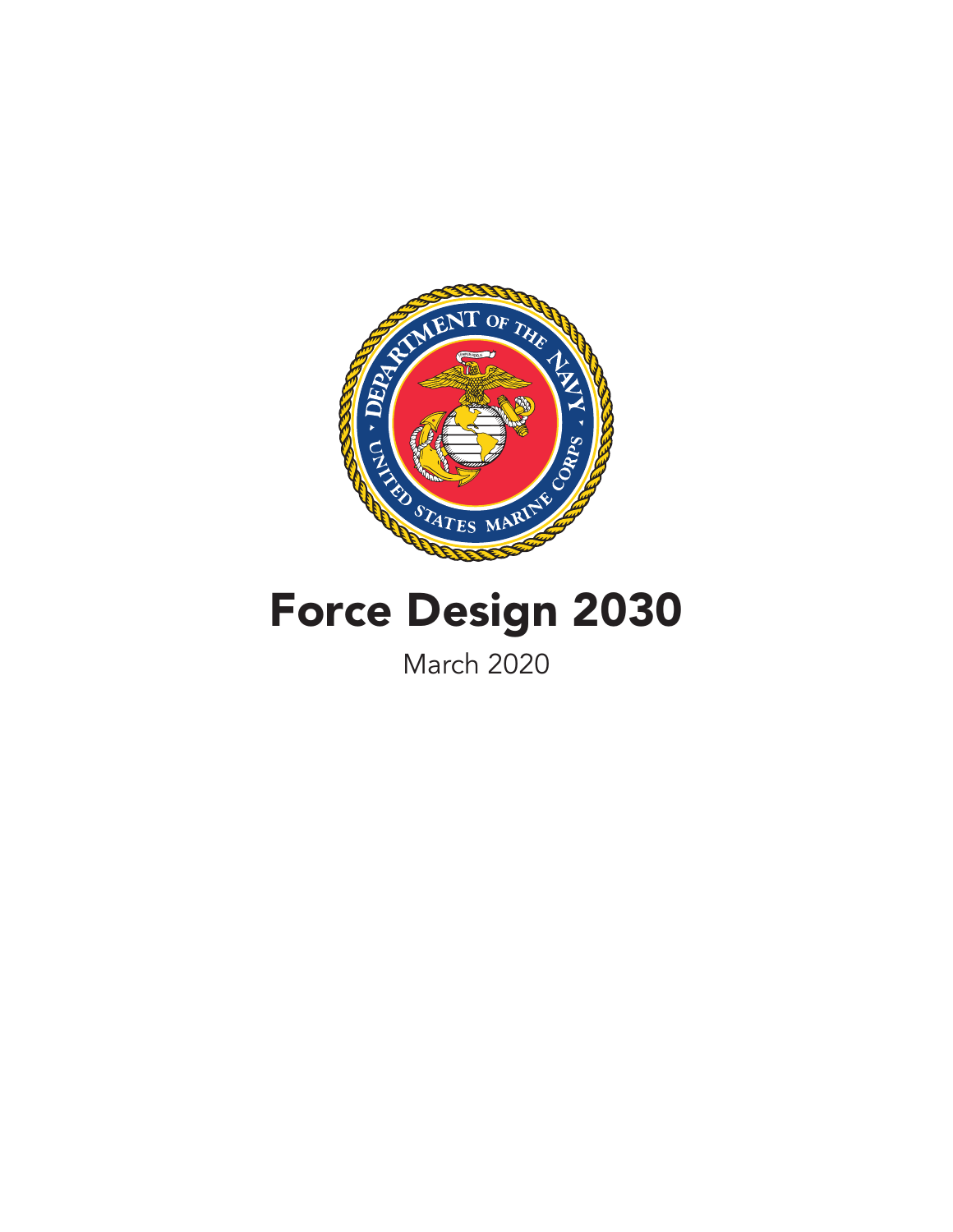# Force Design 2030

March 2020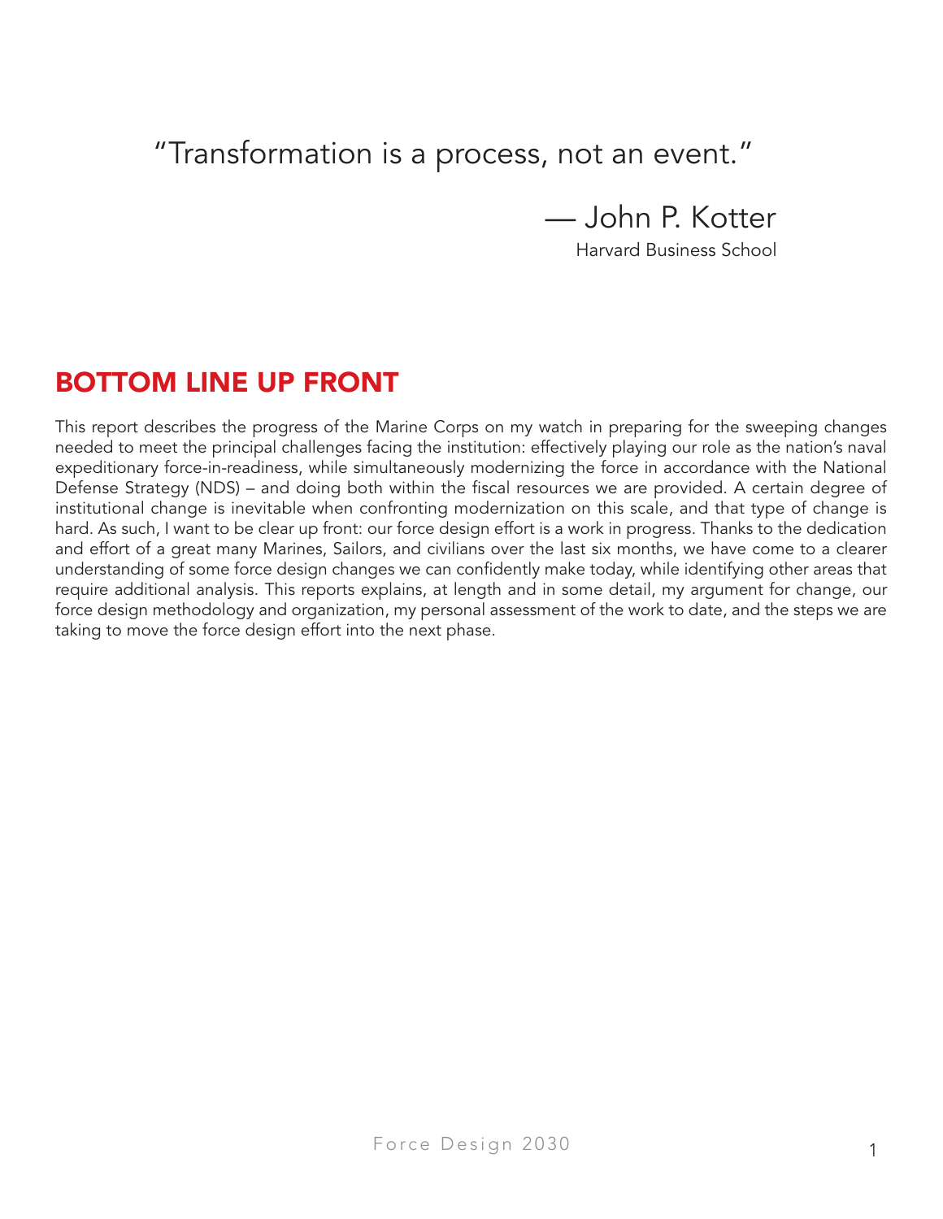"Transformation is a process, not an event."

— John P. Kotter
Harvard Business School

## BOTTOM LINE UP FRONT

This report describes the progress of the Marine Corps on my watch in preparing for the sweeping changes needed to meet the principal challenges facing the institution: effectively playing our role as the nation's naval expeditionary force-in-readiness, while simultaneously modernizing the force in accordance with the National Defense Strategy (NDS) – and doing both within the fiscal resources we are provided. A certain degree of institutional change is inevitable when confronting modernization on this scale, and that type of change is hard. As such, I want to be clear up front: our force design effort is a work in progress. Thanks to the dedication and effort of a great many Marines, Sailors, and civilians over the last six months, we have come to a clearer understanding of some force design changes we can confidently make today, while identifying other areas that require additional analysis. This reports explains, at length and in some detail, my argument for change, our force design methodology and organization, my personal assessment of the work to date, and the steps we are taking to move the force design effort into the next phase.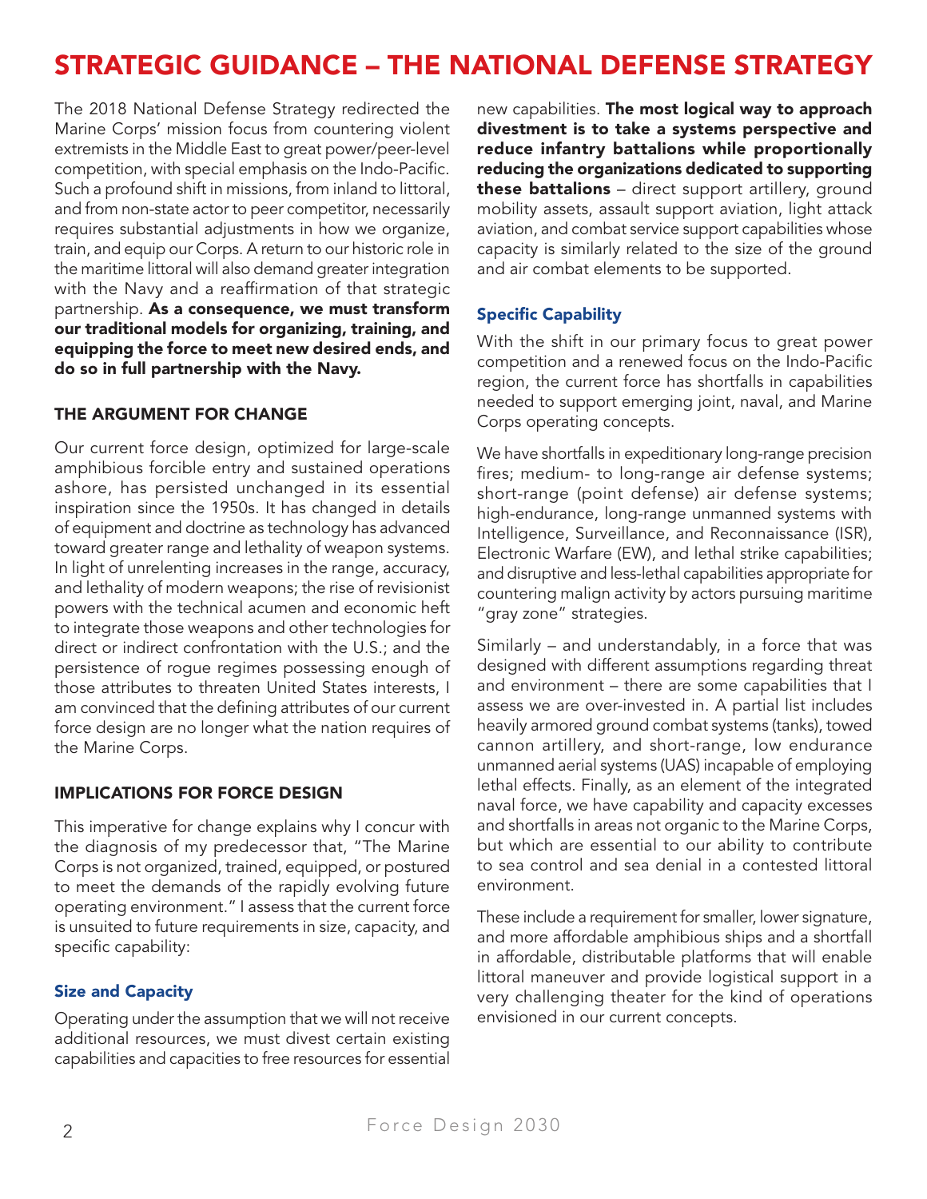# STRATEGIC GUIDANCE – THE NATIONAL DEFENSE STRATEGY

The 2018 National Defense Strategy redirected the Marine Corps' mission focus from countering violent extremists in the Middle East to great power/peer-level competition, with special emphasis on the Indo-Pacific. Such a profound shift in missions, from inland to littoral, and from non-state actor to peer competitor, necessarily requires substantial adjustments in how we organize, train, and equip our Corps. A return to our historic role in the maritime littoral will also demand greater integration with the Navy and a reaffirmation of that strategic partnership. **As a consequence, we must transform our traditional models for organizing, training, and equipping the force to meet new desired ends, and do so in full partnership with the Navy.**

## THE ARGUMENT FOR CHANGE

Our current force design, optimized for large-scale amphibious forcible entry and sustained operations ashore, has persisted unchanged in its essential inspiration since the 1950s. It has changed in details of equipment and doctrine as technology has advanced toward greater range and lethality of weapon systems. In light of unrelenting increases in the range, accuracy, and lethality of modern weapons; the rise of revisionist powers with the technical acumen and economic heft to integrate those weapons and other technologies for direct or indirect confrontation with the U.S.; and the persistence of rogue regimes possessing enough of those attributes to threaten United States interests, I am convinced that the defining attributes of our current force design are no longer what the nation requires of the Marine Corps.

## IMPLICATIONS FOR FORCE DESIGN

This imperative for change explains why I concur with the diagnosis of my predecessor that, "The Marine Corps is not organized, trained, equipped, or postured to meet the demands of the rapidly evolving future operating environment." I assess that the current force is unsuited to future requirements in size, capacity, and specific capability:

### Size and Capacity

Operating under the assumption that we will not receive additional resources, we must divest certain existing capabilities and capacities to free resources for essential new capabilities. **The most logical way to approach divestment is to take a systems perspective and reduce infantry battalions while proportionally reducing the organizations dedicated to supporting these battalions** – direct support artillery, ground mobility assets, assault support aviation, light attack aviation, and combat service support capabilities whose capacity is similarly related to the size of the ground and air combat elements to be supported.

### Specific Capability

With the shift in our primary focus to great power competition and a renewed focus on the Indo-Pacific region, the current force has shortfalls in capabilities needed to support emerging joint, naval, and Marine Corps operating concepts.

We have shortfalls in expeditionary long-range precision fires; medium- to long-range air defense systems; short-range (point defense) air defense systems; high-endurance, long-range unmanned systems with Intelligence, Surveillance, and Reconnaissance (ISR), Electronic Warfare (EW), and lethal strike capabilities; and disruptive and less-lethal capabilities appropriate for countering malign activity by actors pursuing maritime "gray zone" strategies.

Similarly – and understandably, in a force that was designed with different assumptions regarding threat and environment – there are some capabilities that I assess we are over-invested in. A partial list includes heavily armored ground combat systems (tanks), towed cannon artillery, and short-range, low endurance unmanned aerial systems (UAS) incapable of employing lethal effects. Finally, as an element of the integrated naval force, we have capability and capacity excesses and shortfalls in areas not organic to the Marine Corps, but which are essential to our ability to contribute to sea control and sea denial in a contested littoral environment.

These include a requirement for smaller, lower signature, and more affordable amphibious ships and a shortfall in affordable, distributable platforms that will enable littoral maneuver and provide logistical support in a very challenging theater for the kind of operations envisioned in our current concepts.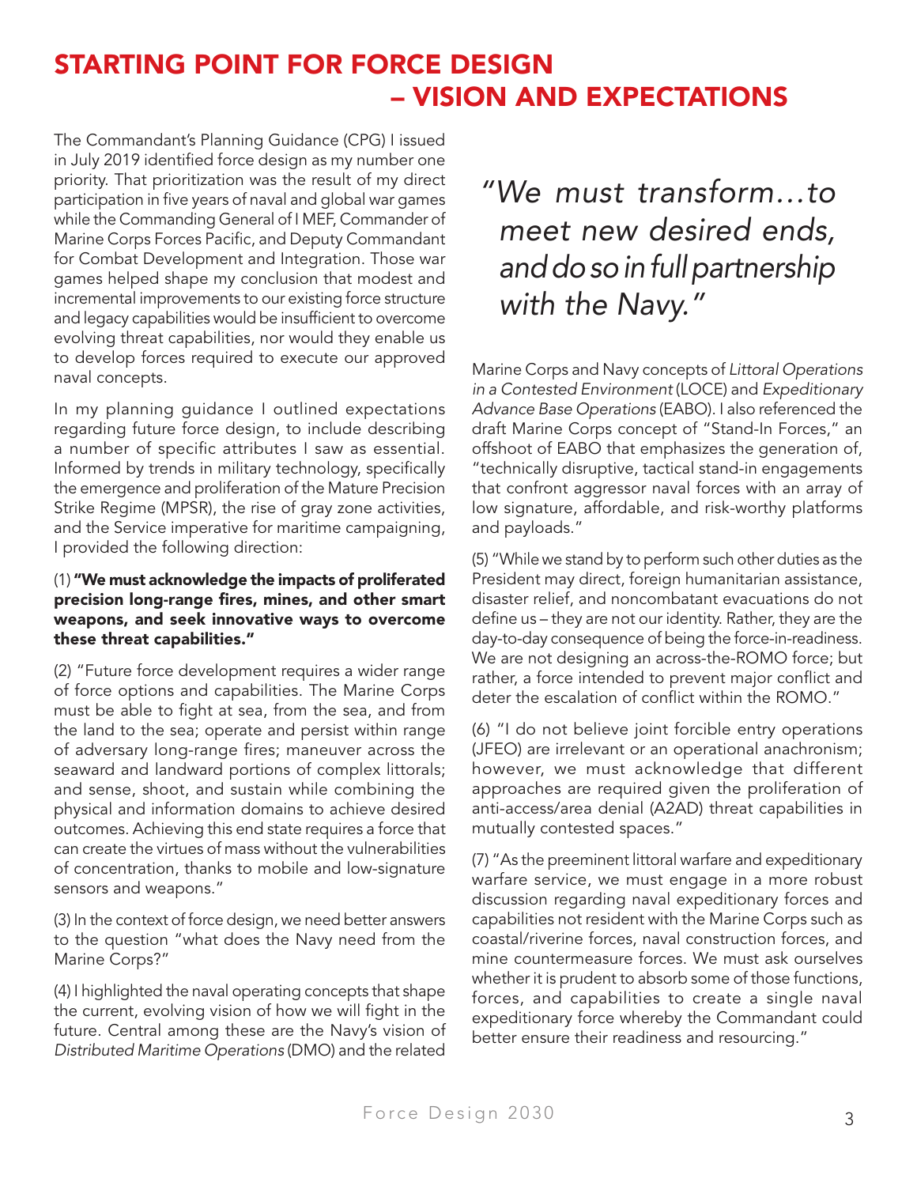# STARTING POINT FOR FORCE DESIGN – VISION AND EXPECTATIONS

The Commandant's Planning Guidance (CPG) I issued in July 2019 identified force design as my number one priority. That prioritization was the result of my direct participation in five years of naval and global war games while the Commanding General of I MEF, Commander of Marine Corps Forces Pacific, and Deputy Commandant for Combat Development and Integration. Those war games helped shape my conclusion that modest and incremental improvements to our existing force structure and legacy capabilities would be insufficient to overcome evolving threat capabilities, nor would they enable us to develop forces required to execute our approved naval concepts.

In my planning guidance I outlined expectations regarding future force design, to include describing a number of specific attributes I saw as essential. Informed by trends in military technology, specifically the emergence and proliferation of the Mature Precision Strike Regime (MPSR), the rise of gray zone activities, and the Service imperative for maritime campaigning, I provided the following direction:

(1) **"We must acknowledge the impacts of proliferated precision long-range fires, mines, and other smart weapons, and seek innovative ways to overcome these threat capabilities."**

(2) "Future force development requires a wider range of force options and capabilities. The Marine Corps must be able to fight at sea, from the sea, and from the land to the sea; operate and persist within range of adversary long-range fires; maneuver across the seaward and landward portions of complex littorals; and sense, shoot, and sustain while combining the physical and information domains to achieve desired outcomes. Achieving this end state requires a force that can create the virtues of mass without the vulnerabilities of concentration, thanks to mobile and low-signature sensors and weapons."

(3) In the context of force design, we need better answers to the question "what does the Navy need from the Marine Corps?"

(4) I highlighted the naval operating concepts that shape the current, evolving vision of how we will fight in the future. Central among these are the Navy's vision of *Distributed Maritime Operations* (DMO) and the related Marine Corps and Navy concepts of *Littoral Operations in a Contested Environment* (LOCE) and *Expeditionary Advance Base Operations* (EABO). I also referenced the draft Marine Corps concept of "Stand-In Forces," an offshoot of EABO that emphasizes the generation of, "technically disruptive, tactical stand-in engagements that confront aggressor naval forces with an array of low signature, affordable, and risk-worthy platforms and payloads."

*"We must transform…to meet new desired ends, and do so in full partnership with the Navy."*

(5) "While we stand by to perform such other duties as the President may direct, foreign humanitarian assistance, disaster relief, and noncombatant evacuations do not define us – they are not our identity. Rather, they are the day-to-day consequence of being the force-in-readiness. We are not designing an across-the-ROMO force; but rather, a force intended to prevent major conflict and deter the escalation of conflict within the ROMO."

(6) "I do not believe joint forcible entry operations (JFEO) are irrelevant or an operational anachronism; however, we must acknowledge that different approaches are required given the proliferation of anti-access/area denial (A2AD) threat capabilities in mutually contested spaces."

(7) "As the preeminent littoral warfare and expeditionary warfare service, we must engage in a more robust discussion regarding naval expeditionary forces and capabilities not resident with the Marine Corps such as coastal/riverine forces, naval construction forces, and mine countermeasure forces. We must ask ourselves whether it is prudent to absorb some of those functions, forces, and capabilities to create a single naval expeditionary force whereby the Commandant could better ensure their readiness and resourcing."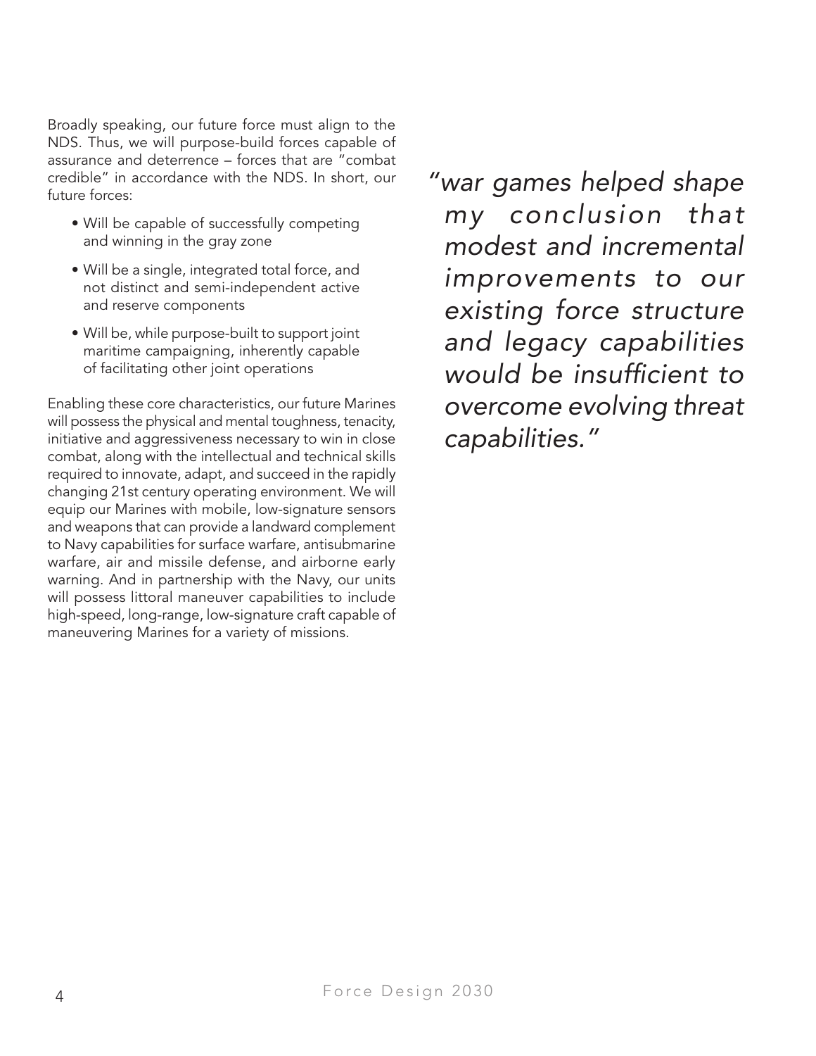Broadly speaking, our future force must align to the NDS. Thus, we will purpose-build forces capable of assurance and deterrence – forces that are "combat credible" in accordance with the NDS. In short, our future forces:

- Will be capable of successfully competing and winning in the gray zone
- Will be a single, integrated total force, and not distinct and semi-independent active and reserve components
- Will be, while purpose-built to support joint maritime campaigning, inherently capable of facilitating other joint operations

Enabling these core characteristics, our future Marines will possess the physical and mental toughness, tenacity, initiative and aggressiveness necessary to win in close combat, along with the intellectual and technical skills required to innovate, adapt, and succeed in the rapidly changing 21st century operating environment. We will equip our Marines with mobile, low-signature sensors and weapons that can provide a landward complement to Navy capabilities for surface warfare, antisubmarine warfare, air and missile defense, and airborne early warning. And in partnership with the Navy, our units will possess littoral maneuver capabilities to include high-speed, long-range, low-signature craft capable of maneuvering Marines for a variety of missions.

> *"war games helped shape my conclusion that modest and incremental improvements to our existing force structure and legacy capabilities would be insufficient to overcome evolving threat capabilities."*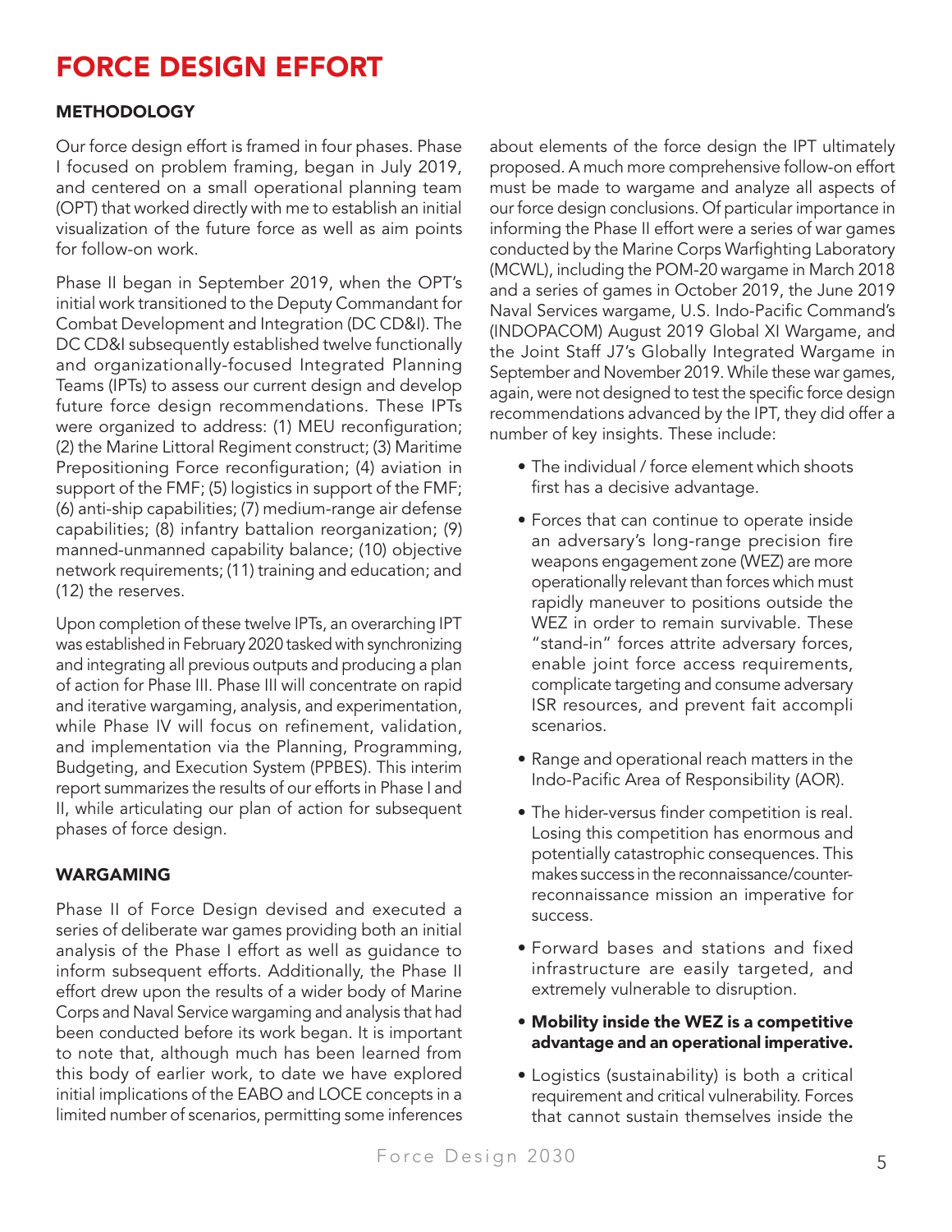# FORCE DESIGN EFFORT

## METHODOLOGY

Our force design effort is framed in four phases. Phase I focused on problem framing, began in July 2019, and centered on a small operational planning team (OPT) that worked directly with me to establish an initial visualization of the future force as well as aim points for follow-on work.

Phase II began in September 2019, when the OPT's initial work transitioned to the Deputy Commandant for Combat Development and Integration (DC CD&I). The DC CD&I subsequently established twelve functionally and organizationally-focused Integrated Planning Teams (IPTs) to assess our current design and develop future force design recommendations. These IPTs were organized to address: (1) MEU reconfiguration; (2) the Marine Littoral Regiment construct; (3) Maritime Prepositioning Force reconfiguration; (4) aviation in support of the FMF; (5) logistics in support of the FMF; (6) anti-ship capabilities; (7) medium-range air defense capabilities; (8) infantry battalion reorganization; (9) manned-unmanned capability balance; (10) objective network requirements; (11) training and education; and (12) the reserves.

Upon completion of these twelve IPTs, an overarching IPT was established in February 2020 tasked with synchronizing and integrating all previous outputs and producing a plan of action for Phase III. Phase III will concentrate on rapid and iterative wargaming, analysis, and experimentation, while Phase IV will focus on refinement, validation, and implementation via the Planning, Programming, Budgeting, and Execution System (PPBES). This interim report summarizes the results of our efforts in Phase I and II, while articulating our plan of action for subsequent phases of force design.

## WARGAMING

Phase II of Force Design devised and executed a series of deliberate war games providing both an initial analysis of the Phase I effort as well as guidance to inform subsequent efforts. Additionally, the Phase II effort drew upon the results of a wider body of Marine Corps and Naval Service wargaming and analysis that had been conducted before its work began. It is important to note that, although much has been learned from this body of earlier work, to date we have explored initial implications of the EABO and LOCE concepts in a limited number of scenarios, permitting some inferences about elements of the force design the IPT ultimately proposed. A much more comprehensive follow-on effort must be made to wargame and analyze all aspects of our force design conclusions. Of particular importance in informing the Phase II effort were a series of war games conducted by the Marine Corps Warfighting Laboratory (MCWL), including the POM-20 wargame in March 2018 and a series of games in October 2019, the June 2019 Naval Services wargame, U.S. Indo-Pacific Command's (INDOPACOM) August 2019 Global XI Wargame, and the Joint Staff J7's Globally Integrated Wargame in September and November 2019. While these war games, again, were not designed to test the specific force design recommendations advanced by the IPT, they did offer a number of key insights. These include:

- The individual / force element which shoots first has a decisive advantage.
- Forces that can continue to operate inside an adversary's long-range precision fire weapons engagement zone (WEZ) are more operationally relevant than forces which must rapidly maneuver to positions outside the WEZ in order to remain survivable. These "stand-in" forces attrite adversary forces, enable joint force access requirements, complicate targeting and consume adversary ISR resources, and prevent fait accompli scenarios.
- Range and operational reach matters in the Indo-Pacific Area of Responsibility (AOR).
- The hider-versus finder competition is real. Losing this competition has enormous and potentially catastrophic consequences. This makes success in the reconnaissance/counter-reconnaissance mission an imperative for success.
- Forward bases and stations and fixed infrastructure are easily targeted, and extremely vulnerable to disruption.
- **Mobility inside the WEZ is a competitive advantage and an operational imperative.**
- Logistics (sustainability) is both a critical requirement and critical vulnerability. Forces that cannot sustain themselves inside the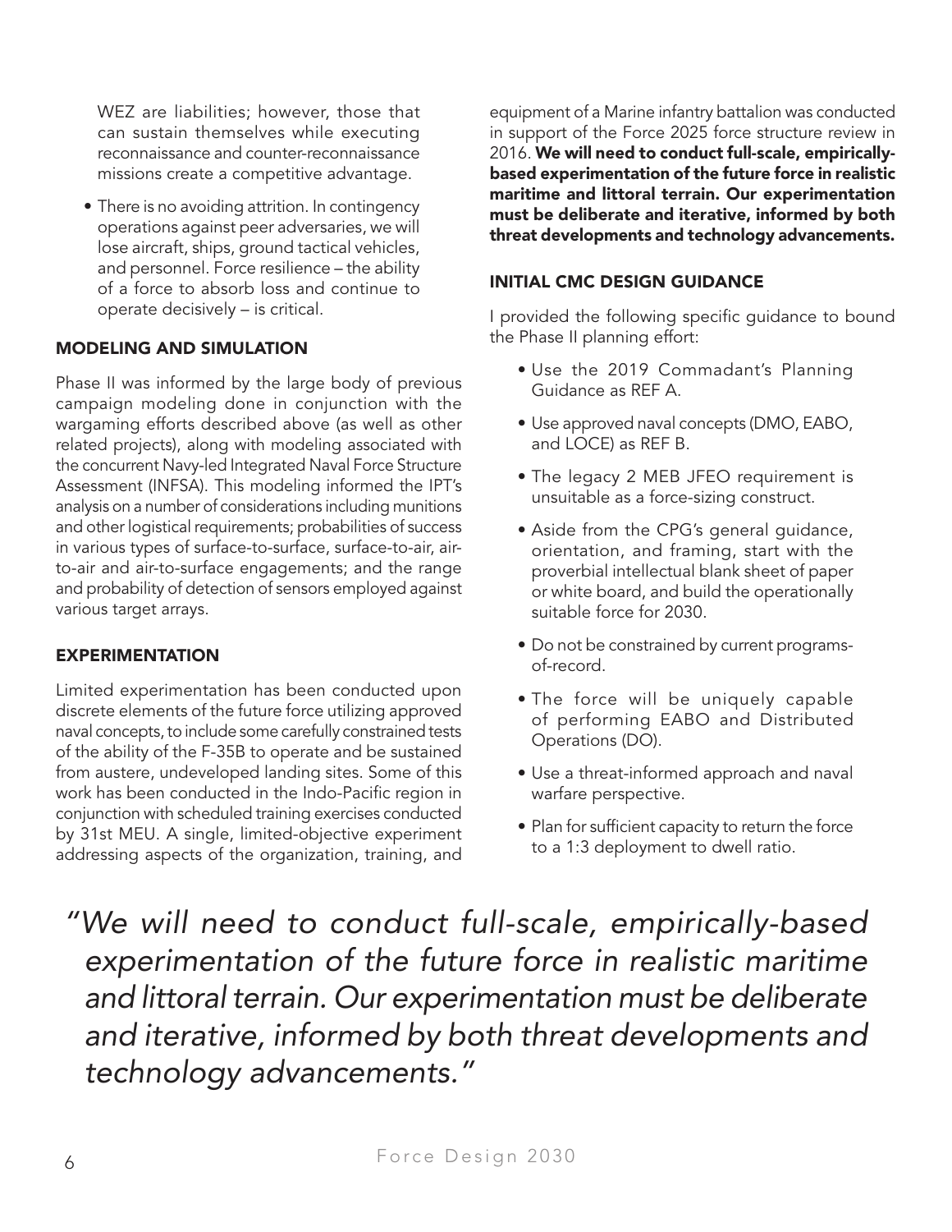WEZ are liabilities; however, those that can sustain themselves while executing reconnaissance and counter-reconnaissance missions create a competitive advantage.

- There is no avoiding attrition. In contingency operations against peer adversaries, we will lose aircraft, ships, ground tactical vehicles, and personnel. Force resilience – the ability of a force to absorb loss and continue to operate decisively – is critical.

## MODELING AND SIMULATION

Phase II was informed by the large body of previous campaign modeling done in conjunction with the wargaming efforts described above (as well as other related projects), along with modeling associated with the concurrent Navy-led Integrated Naval Force Structure Assessment (INFSA). This modeling informed the IPT's analysis on a number of considerations including munitions and other logistical requirements; probabilities of success in various types of surface-to-surface, surface-to-air, air-to-air and air-to-surface engagements; and the range and probability of detection of sensors employed against various target arrays.

## EXPERIMENTATION

Limited experimentation has been conducted upon discrete elements of the future force utilizing approved naval concepts, to include some carefully constrained tests of the ability of the F-35B to operate and be sustained from austere, undeveloped landing sites. Some of this work has been conducted in the Indo-Pacific region in conjunction with scheduled training exercises conducted by 31st MEU. A single, limited-objective experiment addressing aspects of the organization, training, and equipment of a Marine infantry battalion was conducted in support of the Force 2025 force structure review in 2016. **We will need to conduct full-scale, empirically-based experimentation of the future force in realistic maritime and littoral terrain. Our experimentation must be deliberate and iterative, informed by both threat developments and technology advancements.**

## INITIAL CMC DESIGN GUIDANCE

I provided the following specific guidance to bound the Phase II planning effort:

- Use the 2019 Commandant's Planning Guidance as REF A.
- Use approved naval concepts (DMO, EABO, and LOCE) as REF B.
- The legacy 2 MEB JFEO requirement is unsuitable as a force-sizing construct.
- Aside from the CPG's general guidance, orientation, and framing, start with the proverbial intellectual blank sheet of paper or white board, and build the operationally suitable force for 2030.
- Do not be constrained by current programs-of-record.
- The force will be uniquely capable of performing EABO and Distributed Operations (DO).
- Use a threat-informed approach and naval warfare perspective.
- Plan for sufficient capacity to return the force to a 1:3 deployment to dwell ratio.

*"We will need to conduct full-scale, empirically-based experimentation of the future force in realistic maritime and littoral terrain. Our experimentation must be deliberate and iterative, informed by both threat developments and technology advancements."*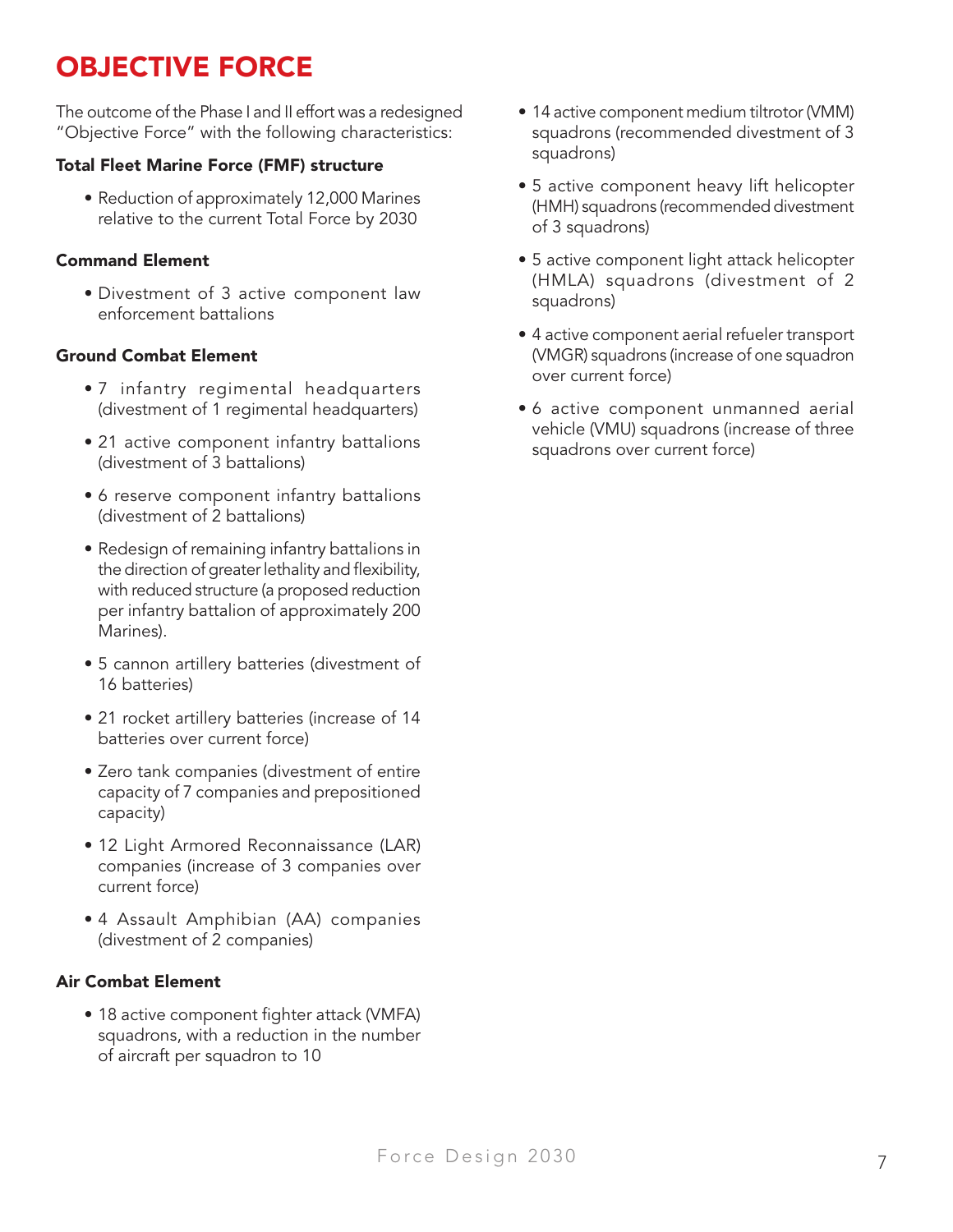# OBJECTIVE FORCE

The outcome of the Phase I and II effort was a redesigned "Objective Force" with the following characteristics:

**Total Fleet Marine Force (FMF) structure**

- Reduction of approximately 12,000 Marines relative to the current Total Force by 2030

**Command Element**

- Divestment of 3 active component law enforcement battalions

**Ground Combat Element**

- 7 infantry regimental headquarters (divestment of 1 regimental headquarters)
- 21 active component infantry battalions (divestment of 3 battalions)
- 6 reserve component infantry battalions (divestment of 2 battalions)
- Redesign of remaining infantry battalions in the direction of greater lethality and flexibility, with reduced structure (a proposed reduction per infantry battalion of approximately 200 Marines).
- 5 cannon artillery batteries (divestment of 16 batteries)
- 21 rocket artillery batteries (increase of 14 batteries over current force)
- Zero tank companies (divestment of entire capacity of 7 companies and prepositioned capacity)
- 12 Light Armored Reconnaissance (LAR) companies (increase of 3 companies over current force)
- 4 Assault Amphibian (AA) companies (divestment of 2 companies)

**Air Combat Element**

- 18 active component fighter attack (VMFA) squadrons, with a reduction in the number of aircraft per squadron to 10
- 14 active component medium tiltrotor (VMM) squadrons (recommended divestment of 3 squadrons)
- 5 active component heavy lift helicopter (HMH) squadrons (recommended divestment of 3 squadrons)
- 5 active component light attack helicopter (HMLA) squadrons (divestment of 2 squadrons)
- 4 active component aerial refueler transport (VMGR) squadrons (increase of one squadron over current force)
- 6 active component unmanned aerial vehicle (VMU) squadrons (increase of three squadrons over current force)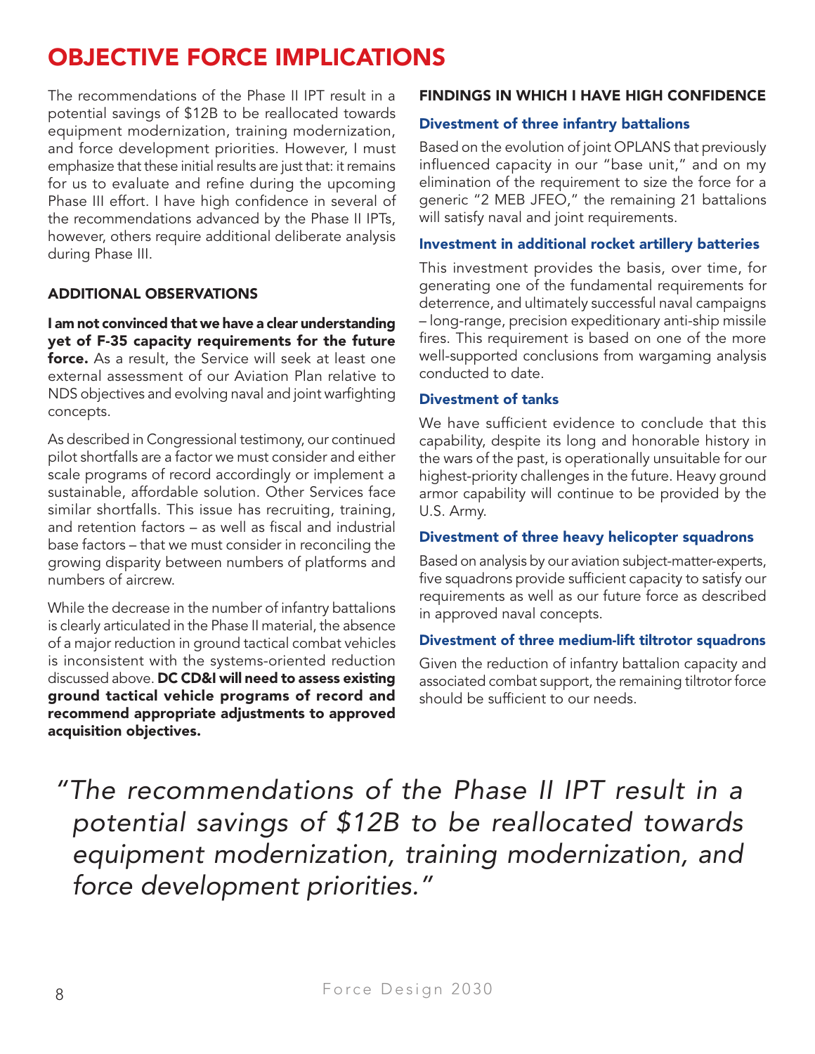# OBJECTIVE FORCE IMPLICATIONS

The recommendations of the Phase II IPT result in a potential savings of $12B to be reallocated towards equipment modernization, training modernization, and force development priorities. However, I must emphasize that these initial results are just that: it remains for us to evaluate and refine during the upcoming Phase III effort. I have high confidence in several of the recommendations advanced by the Phase II IPTs, however, others require additional deliberate analysis during Phase III.

### ADDITIONAL OBSERVATIONS

**I am not convinced that we have a clear understanding yet of F-35 capacity requirements for the future force.** As a result, the Service will seek at least one external assessment of our Aviation Plan relative to NDS objectives and evolving naval and joint warfighting concepts.

As described in Congressional testimony, our continued pilot shortfalls are a factor we must consider and either scale programs of record accordingly or implement a sustainable, affordable solution. Other Services face similar shortfalls. This issue has recruiting, training, and retention factors – as well as fiscal and industrial base factors – that we must consider in reconciling the growing disparity between numbers of platforms and numbers of aircrew.

While the decrease in the number of infantry battalions is clearly articulated in the Phase II material, the absence of a major reduction in ground tactical combat vehicles is inconsistent with the systems-oriented reduction discussed above. **DC CD&I will need to assess existing ground tactical vehicle programs of record and recommend appropriate adjustments to approved acquisition objectives.**

### FINDINGS IN WHICH I HAVE HIGH CONFIDENCE

#### Divestment of three infantry battalions

Based on the evolution of joint OPLANS that previously influenced capacity in our "base unit," and on my elimination of the requirement to size the force for a generic "2 MEB JFEO," the remaining 21 battalions will satisfy naval and joint requirements.

#### Investment in additional rocket artillery batteries

This investment provides the basis, over time, for generating one of the fundamental requirements for deterrence, and ultimately successful naval campaigns – long-range, precision expeditionary anti-ship missile fires. This requirement is based on one of the more well-supported conclusions from wargaming analysis conducted to date.

#### Divestment of tanks

We have sufficient evidence to conclude that this capability, despite its long and honorable history in the wars of the past, is operationally unsuitable for our highest-priority challenges in the future. Heavy ground armor capability will continue to be provided by the U.S. Army.

#### Divestment of three heavy helicopter squadrons

Based on analysis by our aviation subject-matter-experts, five squadrons provide sufficient capacity to satisfy our requirements as well as our future force as described in approved naval concepts.

#### Divestment of three medium-lift tiltrotor squadrons

Given the reduction of infantry battalion capacity and associated combat support, the remaining tiltrotor force should be sufficient to our needs.

*"The recommendations of the Phase II IPT result in a potential savings of $12B to be reallocated towards equipment modernization, training modernization, and force development priorities."*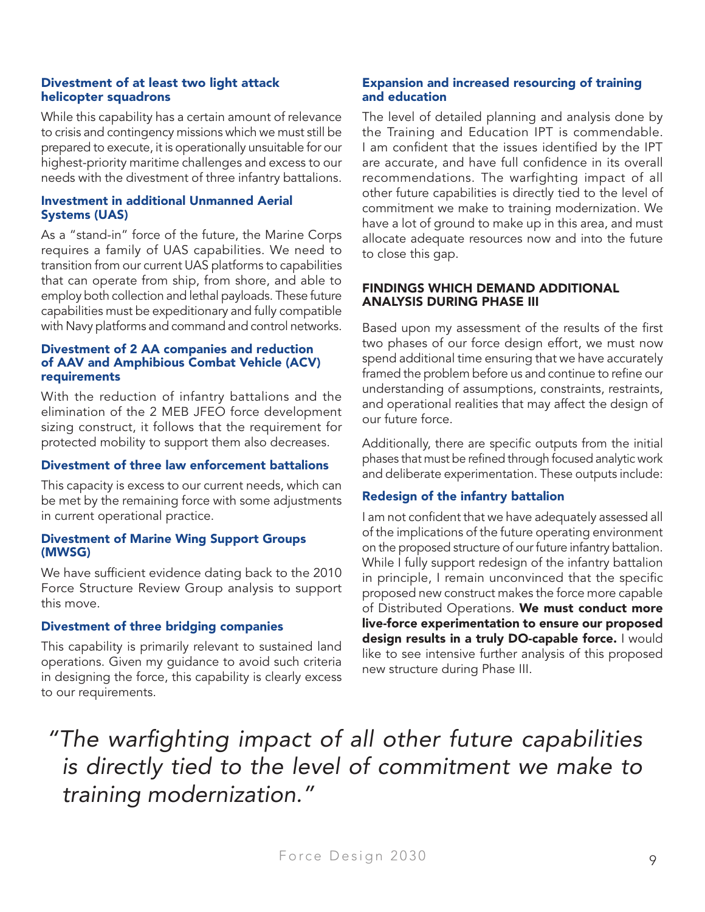### Divestment of at least two light attack helicopter squadrons

While this capability has a certain amount of relevance to crisis and contingency missions which we must still be prepared to execute, it is operationally unsuitable for our highest-priority maritime challenges and excess to our needs with the divestment of three infantry battalions.

### Investment in additional Unmanned Aerial Systems (UAS)

As a "stand-in" force of the future, the Marine Corps requires a family of UAS capabilities. We need to transition from our current UAS platforms to capabilities that can operate from ship, from shore, and able to employ both collection and lethal payloads. These future capabilities must be expeditionary and fully compatible with Navy platforms and command and control networks.

### Divestment of 2 AA companies and reduction of AAV and Amphibious Combat Vehicle (ACV) requirements

With the reduction of infantry battalions and the elimination of the 2 MEB JFEO force development sizing construct, it follows that the requirement for protected mobility to support them also decreases.

### Divestment of three law enforcement battalions

This capacity is excess to our current needs, which can be met by the remaining force with some adjustments in current operational practice.

### Divestment of Marine Wing Support Groups (MWSG)

We have sufficient evidence dating back to the 2010 Force Structure Review Group analysis to support this move.

### Divestment of three bridging companies

This capability is primarily relevant to sustained land operations. Given my guidance to avoid such criteria in designing the force, this capability is clearly excess to our requirements.

### Expansion and increased resourcing of training and education

The level of detailed planning and analysis done by the Training and Education IPT is commendable. I am confident that the issues identified by the IPT are accurate, and have full confidence in its overall recommendations. The warfighting impact of all other future capabilities is directly tied to the level of commitment we make to training modernization. We have a lot of ground to make up in this area, and must allocate adequate resources now and into the future to close this gap.

## FINDINGS WHICH DEMAND ADDITIONAL ANALYSIS DURING PHASE III

Based upon my assessment of the results of the first two phases of our force design effort, we must now spend additional time ensuring that we have accurately framed the problem before us and continue to refine our understanding of assumptions, constraints, restraints, and operational realities that may affect the design of our future force.

Additionally, there are specific outputs from the initial phases that must be refined through focused analytic work and deliberate experimentation. These outputs include:

### Redesign of the infantry battalion

I am not confident that we have adequately assessed all of the implications of the future operating environment on the proposed structure of our future infantry battalion. While I fully support redesign of the infantry battalion in principle, I remain unconvinced that the specific proposed new construct makes the force more capable of Distributed Operations. **We must conduct more live-force experimentation to ensure our proposed design results in a truly DO-capable force.** I would like to see intensive further analysis of this proposed new structure during Phase III.

*"The warfighting impact of all other future capabilities is directly tied to the level of commitment we make to training modernization."*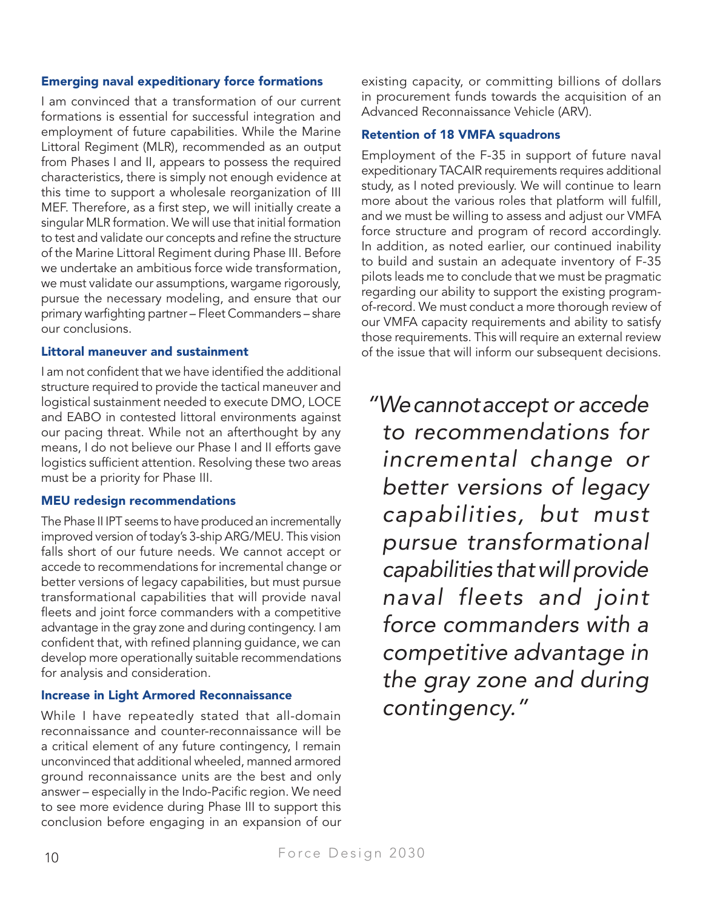### Emerging naval expeditionary force formations

I am convinced that a transformation of our current formations is essential for successful integration and employment of future capabilities. While the Marine Littoral Regiment (MLR), recommended as an output from Phases I and II, appears to possess the required characteristics, there is simply not enough evidence at this time to support a wholesale reorganization of III MEF. Therefore, as a first step, we will initially create a singular MLR formation. We will use that initial formation to test and validate our concepts and refine the structure of the Marine Littoral Regiment during Phase III. Before we undertake an ambitious force wide transformation, we must validate our assumptions, wargame rigorously, pursue the necessary modeling, and ensure that our primary warfighting partner – Fleet Commanders – share our conclusions.

### Littoral maneuver and sustainment

I am not confident that we have identified the additional structure required to provide the tactical maneuver and logistical sustainment needed to execute DMO, LOCE and EABO in contested littoral environments against our pacing threat. While not an afterthought by any means, I do not believe our Phase I and II efforts gave logistics sufficient attention. Resolving these two areas must be a priority for Phase III.

### MEU redesign recommendations

The Phase II IPT seems to have produced an incrementally improved version of today's 3-ship ARG/MEU. This vision falls short of our future needs. We cannot accept or accede to recommendations for incremental change or better versions of legacy capabilities, but must pursue transformational capabilities that will provide naval fleets and joint force commanders with a competitive advantage in the gray zone and during contingency. I am confident that, with refined planning guidance, we can develop more operationally suitable recommendations for analysis and consideration.

### Increase in Light Armored Reconnaissance

While I have repeatedly stated that all-domain reconnaissance and counter-reconnaissance will be a critical element of any future contingency, I remain unconvinced that additional wheeled, manned armored ground reconnaissance units are the best and only answer – especially in the Indo-Pacific region. We need to see more evidence during Phase III to support this conclusion before engaging in an expansion of our existing capacity, or committing billions of dollars in procurement funds towards the acquisition of an Advanced Reconnaissance Vehicle (ARV).

### Retention of 18 VMFA squadrons

Employment of the F-35 in support of future naval expeditionary TACAIR requirements requires additional study, as I noted previously. We will continue to learn more about the various roles that platform will fulfill, and we must be willing to assess and adjust our VMFA force structure and program of record accordingly. In addition, as noted earlier, our continued inability to build and sustain an adequate inventory of F-35 pilots leads me to conclude that we must be pragmatic regarding our ability to support the existing program-of-record. We must conduct a more thorough review of our VMFA capacity requirements and ability to satisfy those requirements. This will require an external review of the issue that will inform our subsequent decisions.

> *"We cannot accept or accede to recommendations for incremental change or better versions of legacy capabilities, but must pursue transformational capabilities that will provide naval fleets and joint force commanders with a competitive advantage in the gray zone and during contingency."*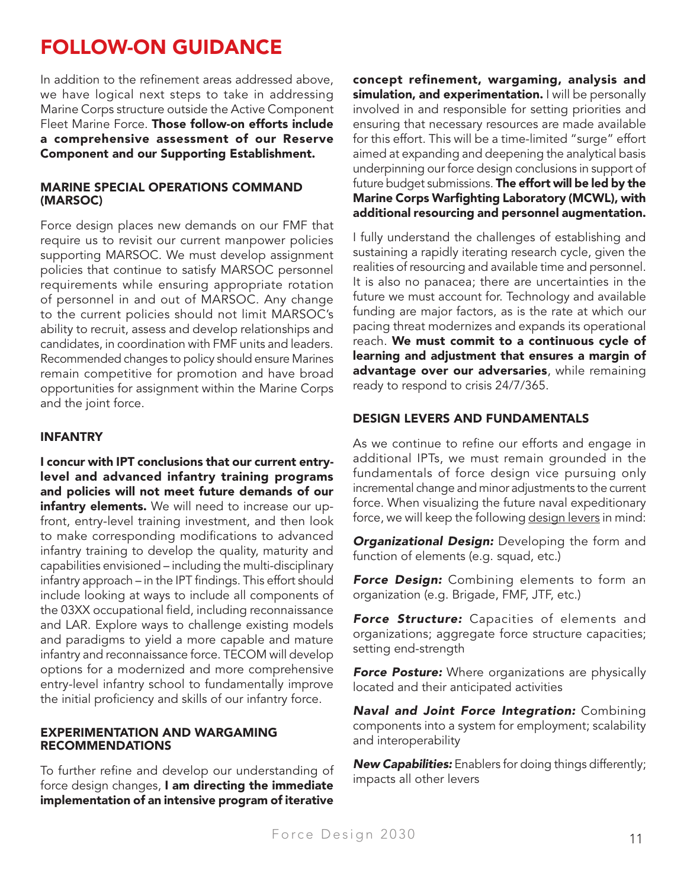# FOLLOW-ON GUIDANCE

In addition to the refinement areas addressed above, we have logical next steps to take in addressing Marine Corps structure outside the Active Component Fleet Marine Force. **Those follow-on efforts include a comprehensive assessment of our Reserve Component and our Supporting Establishment.**

### MARINE SPECIAL OPERATIONS COMMAND (MARSOC)

Force design places new demands on our FMF that require us to revisit our current manpower policies supporting MARSOC. We must develop assignment policies that continue to satisfy MARSOC personnel requirements while ensuring appropriate rotation of personnel in and out of MARSOC. Any change to the current policies should not limit MARSOC's ability to recruit, assess and develop relationships and candidates, in coordination with FMF units and leaders. Recommended changes to policy should ensure Marines remain competitive for promotion and have broad opportunities for assignment within the Marine Corps and the joint force.

### INFANTRY

**I concur with IPT conclusions that our current entry-level and advanced infantry training programs and policies will not meet future demands of our infantry elements.** We will need to increase our up-front, entry-level training investment, and then look to make corresponding modifications to advanced infantry training to develop the quality, maturity and capabilities envisioned – including the multi-disciplinary infantry approach – in the IPT findings. This effort should include looking at ways to include all components of the 03XX occupational field, including reconnaissance and LAR. Explore ways to challenge existing models and paradigms to yield a more capable and mature infantry and reconnaissance force. TECOM will develop options for a modernized and more comprehensive entry-level infantry school to fundamentally improve the initial proficiency and skills of our infantry force.

### EXPERIMENTATION AND WARGAMING RECOMMENDATIONS

To further refine and develop our understanding of force design changes, **I am directing the immediate implementation of an intensive program of iterative concept refinement, wargaming, analysis and simulation, and experimentation.** I will be personally involved in and responsible for setting priorities and ensuring that necessary resources are made available for this effort. This will be a time-limited "surge" effort aimed at expanding and deepening the analytical basis underpinning our force design conclusions in support of future budget submissions. **The effort will be led by the Marine Corps Warfighting Laboratory (MCWL), with additional resourcing and personnel augmentation.**

I fully understand the challenges of establishing and sustaining a rapidly iterating research cycle, given the realities of resourcing and available time and personnel. It is also no panacea; there are uncertainties in the future we must account for. Technology and available funding are major factors, as is the rate at which our pacing threat modernizes and expands its operational reach. **We must commit to a continuous cycle of learning and adjustment that ensures a margin of advantage over our adversaries**, while remaining ready to respond to crisis 24/7/365.

### DESIGN LEVERS AND FUNDAMENTALS

As we continue to refine our efforts and engage in additional IPTs, we must remain grounded in the fundamentals of force design vice pursuing only incremental change and minor adjustments to the current force. When visualizing the future naval expeditionary force, we will keep the following design levers in mind:

***Organizational Design:*** Developing the form and function of elements (e.g. squad, etc.)

***Force Design:*** Combining elements to form an organization (e.g. Brigade, FMF, JTF, etc.)

***Force Structure:*** Capacities of elements and organizations; aggregate force structure capacities; setting end-strength

***Force Posture:*** Where organizations are physically located and their anticipated activities

***Naval and Joint Force Integration:*** Combining components into a system for employment; scalability and interoperability

***New Capabilities:*** Enablers for doing things differently; impacts all other levers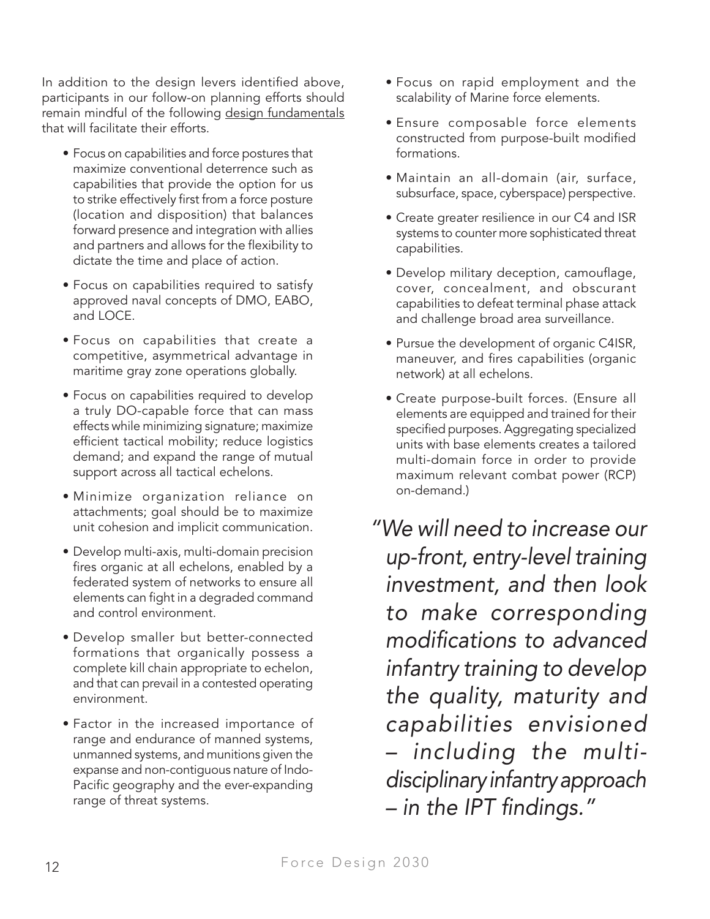In addition to the design levers identified above, participants in our follow-on planning efforts should remain mindful of the following design fundamentals that will facilitate their efforts.

- Focus on capabilities and force postures that maximize conventional deterrence such as capabilities that provide the option for us to strike effectively first from a force posture (location and disposition) that balances forward presence and integration with allies and partners and allows for the flexibility to dictate the time and place of action.
- Focus on capabilities required to satisfy approved naval concepts of DMO, EABO, and LOCE.
- Focus on capabilities that create a competitive, asymmetrical advantage in maritime gray zone operations globally.
- Focus on capabilities required to develop a truly DO-capable force that can mass effects while minimizing signature; maximize efficient tactical mobility; reduce logistics demand; and expand the range of mutual support across all tactical echelons.
- Minimize organization reliance on attachments; goal should be to maximize unit cohesion and implicit communication.
- Develop multi-axis, multi-domain precision fires organic at all echelons, enabled by a federated system of networks to ensure all elements can fight in a degraded command and control environment.
- Develop smaller but better-connected formations that organically possess a complete kill chain appropriate to echelon, and that can prevail in a contested operating environment.
- Factor in the increased importance of range and endurance of manned systems, unmanned systems, and munitions given the expanse and non-contiguous nature of Indo-Pacific geography and the ever-expanding range of threat systems.
- Focus on rapid employment and the scalability of Marine force elements.
- Ensure composable force elements constructed from purpose-built modified formations.
- Maintain an all-domain (air, surface, subsurface, space, cyberspace) perspective.
- Create greater resilience in our C4 and ISR systems to counter more sophisticated threat capabilities.
- Develop military deception, camouflage, cover, concealment, and obscurant capabilities to defeat terminal phase attack and challenge broad area surveillance.
- Pursue the development of organic C4ISR, maneuver, and fires capabilities (organic network) at all echelons.
- Create purpose-built forces. (Ensure all elements are equipped and trained for their specified purposes. Aggregating specialized units with base elements creates a tailored multi-domain force in order to provide maximum relevant combat power (RCP) on-demand.)

*"We will need to increase our up-front, entry-level training investment, and then look to make corresponding modifications to advanced infantry training to develop the quality, maturity and capabilities envisioned – including the multi-disciplinary infantry approach – in the IPT findings."*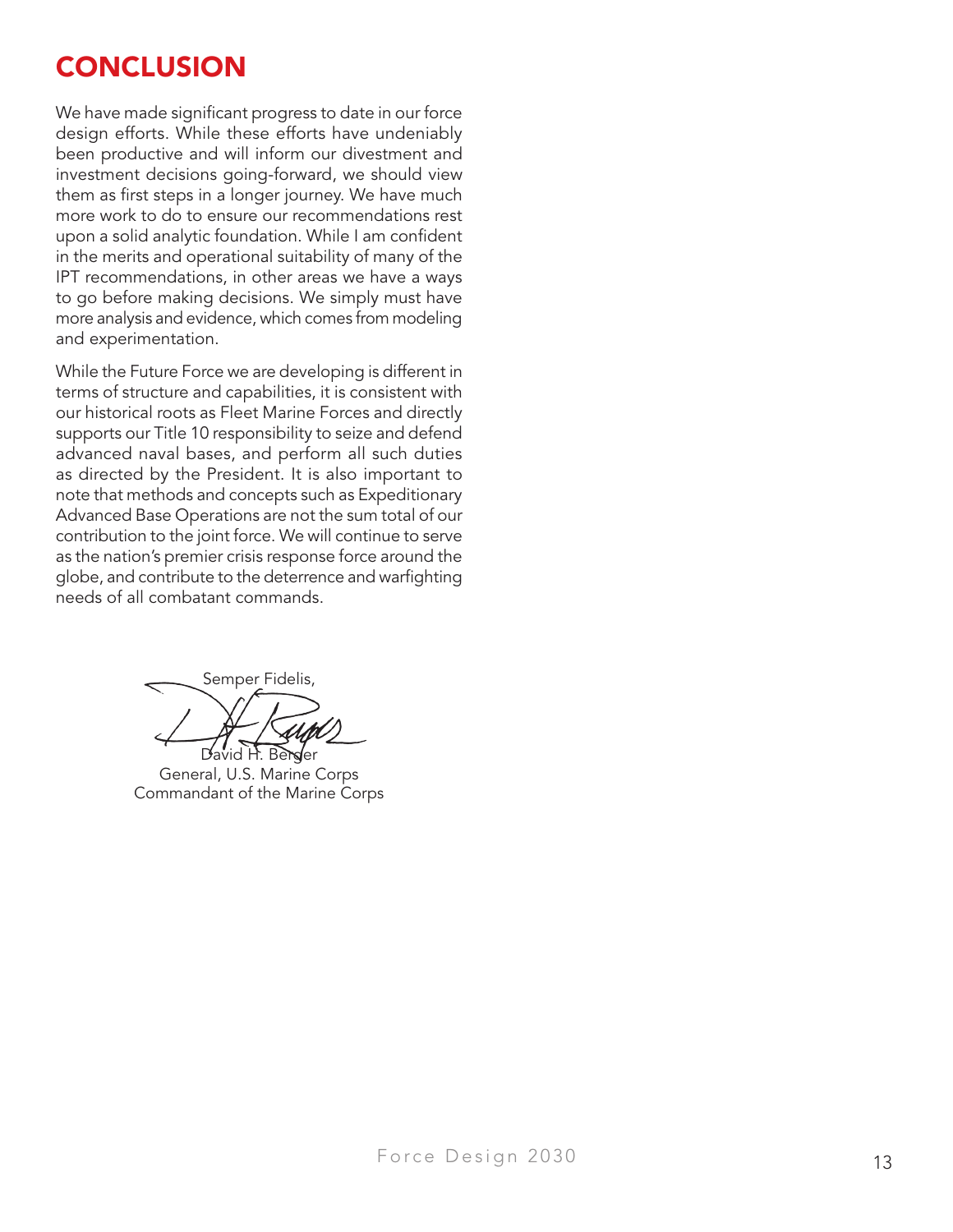# CONCLUSION

We have made significant progress to date in our force design efforts. While these efforts have undeniably been productive and will inform our divestment and investment decisions going-forward, we should view them as first steps in a longer journey. We have much more work to do to ensure our recommendations rest upon a solid analytic foundation. While I am confident in the merits and operational suitability of many of the IPT recommendations, in other areas we have a ways to go before making decisions. We simply must have more analysis and evidence, which comes from modeling and experimentation.

While the Future Force we are developing is different in terms of structure and capabilities, it is consistent with our historical roots as Fleet Marine Forces and directly supports our Title 10 responsibility to seize and defend advanced naval bases, and perform all such duties as directed by the President. It is also important to note that methods and concepts such as Expeditionary Advanced Base Operations are not the sum total of our contribution to the joint force. We will continue to serve as the nation's premier crisis response force around the globe, and contribute to the deterrence and warfighting needs of all combatant commands.

Semper Fidelis,

David H. Berger
General, U.S. Marine Corps
Commandant of the Marine Corps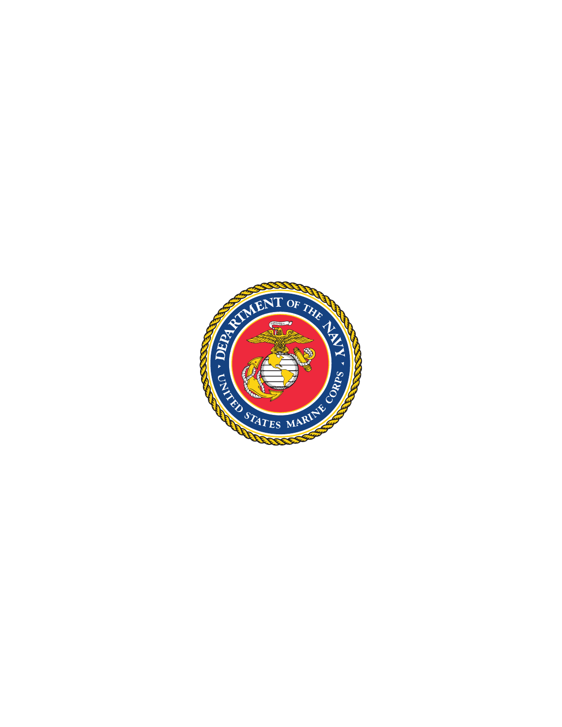DEPARTMENT OF THE NAVY • UNITED STATES MARINE CORPS